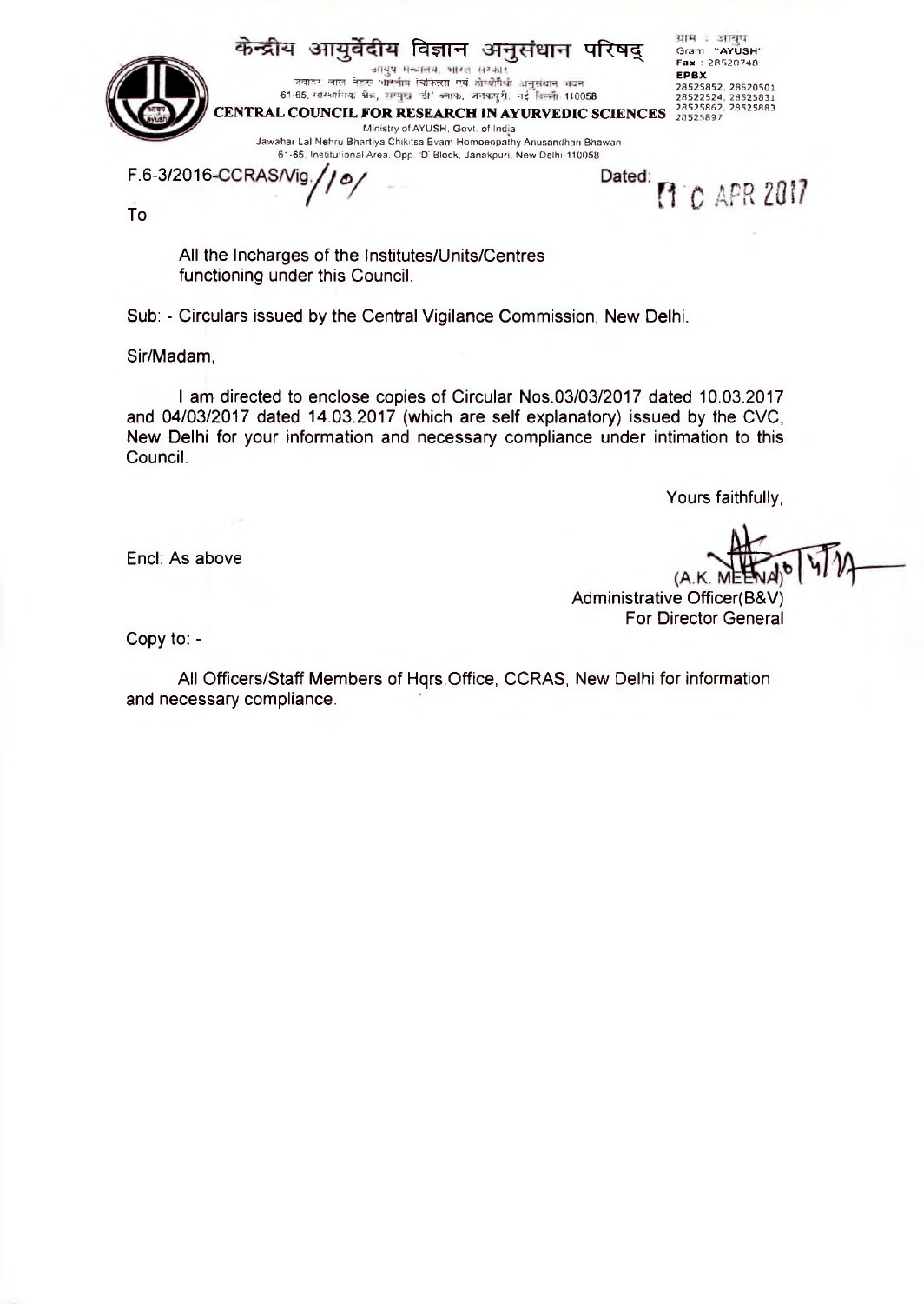केन्द्रीय आयुर्वेदीय विज्ञान अनुसंधान परिषद्

आयुष मन्त्रालय, भारत सरकार

जवाहर लाल नेहरू भारतीय चिकित्सा एवं होम्योपैथी अनुसंधान भवन

61-65, संस्थानिक क्षेत्र, सम्मुख 'डी' ब्लाक, जनकपुरी, नई दिल्ली 110058

**CENTRAL COUNCIL FOR RESEARCH IN AYURVEDIC SCIENCES**

Ministry of AYUSH, Govt. of India

Jawahar Lal Nehru Bhartiya Chikitsa Evam Homoeopathy Anusandhan Bhawan

61-65, Institutional Area, Opp. 'D' Block, Janakpuri, New Delhi-110058

ग्राम : आयुष
Gram : "AYUSH"
Fax : 28520748
EPBX
28525852, 28520501
28522524, 28525831
28525862, 28525883
28525897

F.6-3/2016-CCRAS/Vig./101/

Dated: 11 APR 2017

To

All the Incharges of the Institutes/Units/Centres functioning under this Council.

Sub: - Circulars issued by the Central Vigilance Commission, New Delhi.

Sir/Madam,

I am directed to enclose copies of Circular Nos.03/03/2017 dated 10.03.2017 and 04/03/2017 dated 14.03.2017 (which are self explanatory) issued by the CVC, New Delhi for your information and necessary compliance under intimation to this Council.

Yours faithfully,

(A.K. MEENA) 10/4/17

Administrative Officer(B&V)

For Director General

Encl: As above

Copy to: -

All Officers/Staff Members of Hqrs.Office, CCRAS, New Delhi for information and necessary compliance.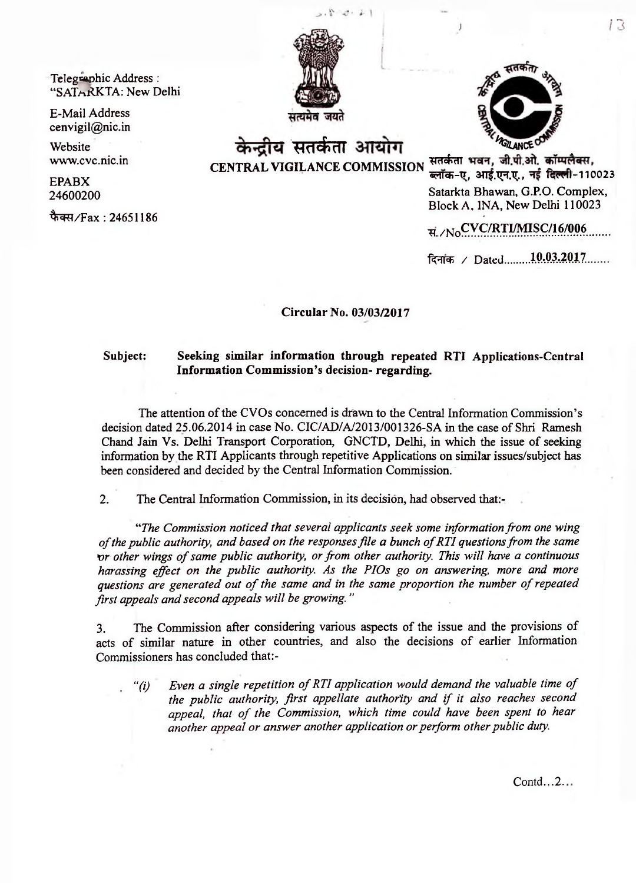Telegraphic Address :
"SATARKTA: New Delhi

E-Mail Address
cenvigil@nic.in

Website
www.cvc.nic.in

EPABX
24600200

फैक्स/Fax : 24651186

# केन्द्रीय सतर्कता आयोग
## CENTRAL VIGILANCE COMMISSION

सतर्कता भवन, जी.पी.ओ. कॉम्पलैक्स,
ब्लॉक-ए, आई.एन.ए., नई दिल्ली-110023
Satarkta Bhawan, G.P.O. Complex,
Block A, INA, New Delhi 110023

सं./No. CVC/RTI/MISC/16/006

दिनांक / Dated 10.03.2017

**Circular No. 03/03/2017**

**Subject: Seeking similar information through repeated RTI Applications-Central Information Commission's decision- regarding.**

The attention of the CVOs concerned is drawn to the Central Information Commission's decision dated 25.06.2014 in case No. CIC/AD/A/2013/001326-SA in the case of Shri Ramesh Chand Jain Vs. Delhi Transport Corporation, GNCTD, Delhi, in which the issue of seeking information by the RTI Applicants through repetitive Applications on similar issues/subject has been considered and decided by the Central Information Commission.

2. The Central Information Commission, in its decision, had observed that:-

*"The Commission noticed that several applicants seek some information from one wing of the public authority, and based on the responses file a bunch of RTI questions from the same or other wings of same public authority, or from other authority. This will have a continuous harassing effect on the public authority. As the PIOs go on answering, more and more questions are generated out of the same and in the same proportion the number of repeated first appeals and second appeals will be growing."*

3. The Commission after considering various aspects of the issue and the provisions of acts of similar nature in other countries, and also the decisions of earlier Information Commissioners has concluded that:-

"(i) *Even a single repetition of RTI application would demand the valuable time of the public authority, first appellate authority and if it also reaches second appeal, that of the Commission, which time could have been spent to hear another appeal or answer another application or perform other public duty.*

Contd…2…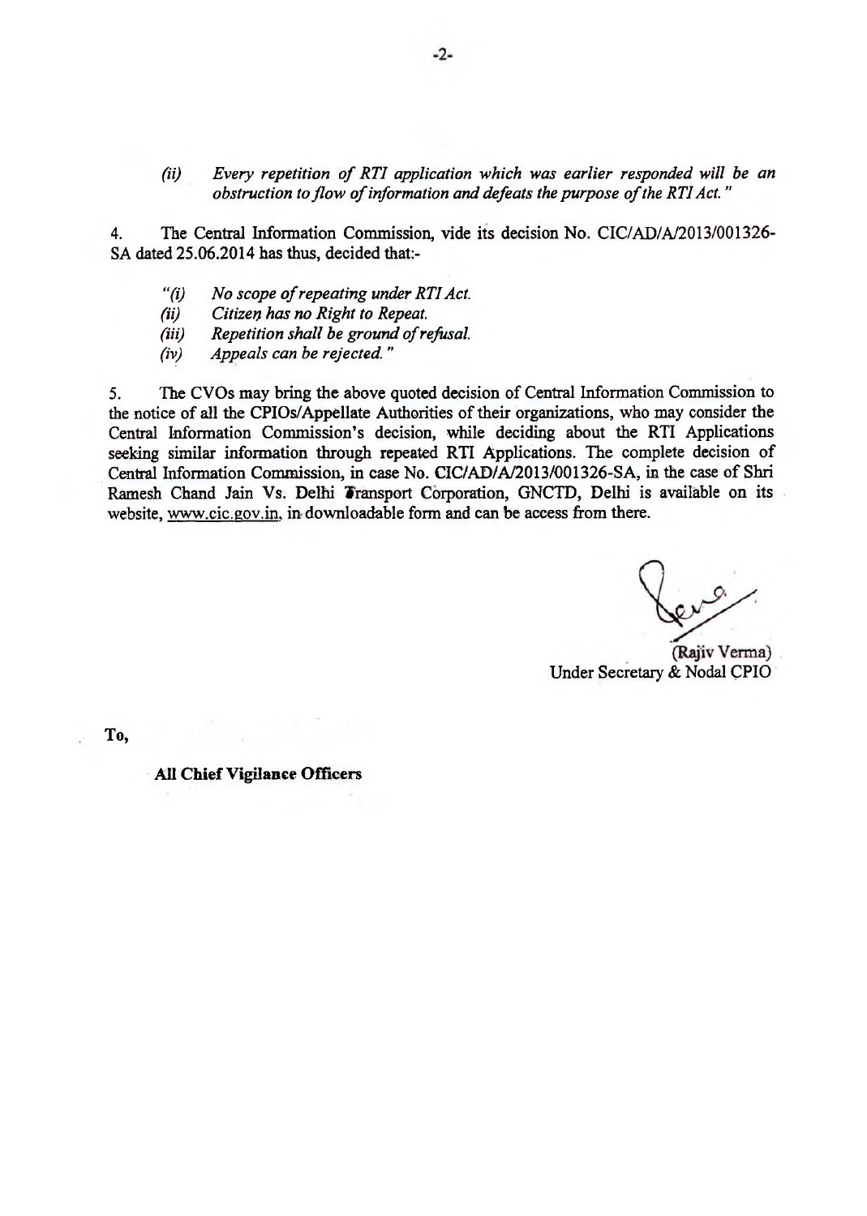*(ii) Every repetition of RTI application which was earlier responded will be an obstruction to flow of information and defeats the purpose of the RTI Act."*

4. The Central Information Commission, vide its decision No. CIC/AD/A/2013/001326-SA dated 25.06.2014 has thus, decided that:-

*"(i) No scope of repeating under RTI Act.*
*(ii) Citizen has no Right to Repeat.*
*(iii) Repetition shall be ground of refusal.*
*(iv) Appeals can be rejected."*

5. The CVOs may bring the above quoted decision of Central Information Commission to the notice of all the CPIOs/Appellate Authorities of their organizations, who may consider the Central Information Commission's decision, while deciding about the RTI Applications seeking similar information through repeated RTI Applications. The complete decision of Central Information Commission, in case No. CIC/AD/A/2013/001326-SA, in the case of Shri Ramesh Chand Jain Vs. Delhi Transport Corporation, GNCTD, Delhi is available on its website, www.cic.gov.in, in downloadable form and can be access from there.

(Rajiv Verma)
Under Secretary & Nodal CPIO

To,

**All Chief Vigilance Officers**